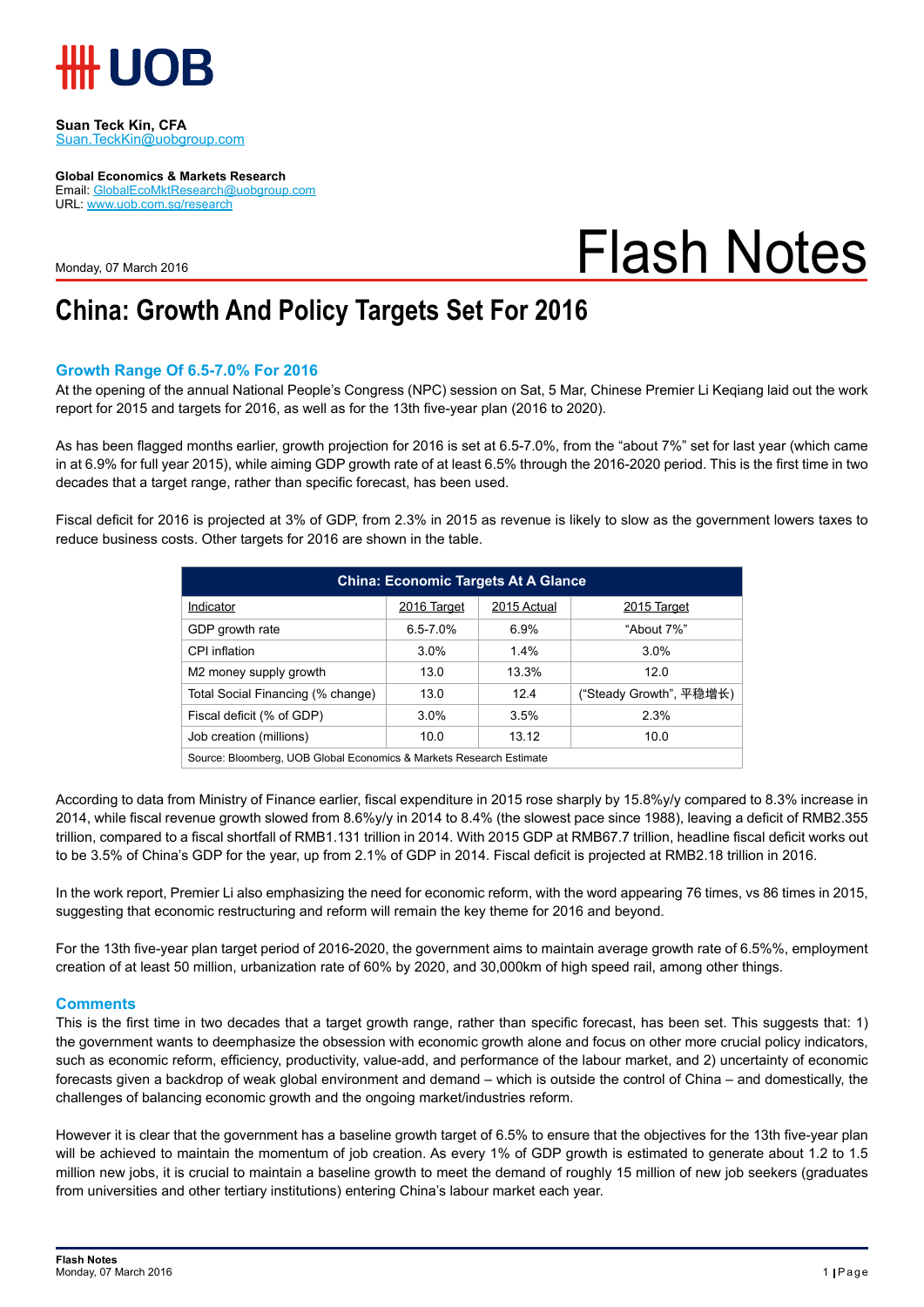**Suan Teck Kin, CFA**
Suan.TeckKin@uobgroup.com

**Global Economics & Markets Research**
Email: GlobalEcoMktResearch@uobgroup.com
URL: www.uob.com.sg/research

Monday, 07 March 2016

# Flash Notes

## China: Growth And Policy Targets Set For 2016

### Growth Range Of 6.5-7.0% For 2016

At the opening of the annual National People's Congress (NPC) session on Sat, 5 Mar, Chinese Premier Li Keqiang laid out the work report for 2015 and targets for 2016, as well as for the 13th five-year plan (2016 to 2020).

As has been flagged months earlier, growth projection for 2016 is set at 6.5-7.0%, from the "about 7%" set for last year (which came in at 6.9% for full year 2015), while aiming GDP growth rate of at least 6.5% through the 2016-2020 period. This is the first time in two decades that a target range, rather than specific forecast, has been used.

Fiscal deficit for 2016 is projected at 3% of GDP, from 2.3% in 2015 as revenue is likely to slow as the government lowers taxes to reduce business costs. Other targets for 2016 are shown in the table.

| China: Economic Targets At A Glance | | | |
|---|---|---|---|
| Indicator | 2016 Target | 2015 Actual | 2015 Target |
| GDP growth rate | 6.5-7.0% | 6.9% | "About 7%" |
| CPI inflation | 3.0% | 1.4% | 3.0% |
| M2 money supply growth | 13.0 | 13.3% | 12.0 |
| Total Social Financing (% change) | 13.0 | 12.4 | ("Steady Growth", 平稳增长) |
| Fiscal deficit (% of GDP) | 3.0% | 3.5% | 2.3% |
| Job creation (millions) | 10.0 | 13.12 | 10.0 |
| Source: Bloomberg, UOB Global Economics & Markets Research Estimate | | | |

According to data from Ministry of Finance earlier, fiscal expenditure in 2015 rose sharply by 15.8%y/y compared to 8.3% increase in 2014, while fiscal revenue growth slowed from 8.6%y/y in 2014 to 8.4% (the slowest pace since 1988), leaving a deficit of RMB2.355 trillion, compared to a fiscal shortfall of RMB1.131 trillion in 2014. With 2015 GDP at RMB67.7 trillion, headline fiscal deficit works out to be 3.5% of China's GDP for the year, up from 2.1% of GDP in 2014. Fiscal deficit is projected at RMB2.18 trillion in 2016.

In the work report, Premier Li also emphasizing the need for economic reform, with the word appearing 76 times, vs 86 times in 2015, suggesting that economic restructuring and reform will remain the key theme for 2016 and beyond.

For the 13th five-year plan target period of 2016-2020, the government aims to maintain average growth rate of 6.5%%, employment creation of at least 50 million, urbanization rate of 60% by 2020, and 30,000km of high speed rail, among other things.

### Comments

This is the first time in two decades that a target growth range, rather than specific forecast, has been set. This suggests that: 1) the government wants to deemphasize the obsession with economic growth alone and focus on other more crucial policy indicators, such as economic reform, efficiency, productivity, value-add, and performance of the labour market, and 2) uncertainty of economic forecasts given a backdrop of weak global environment and demand – which is outside the control of China – and domestically, the challenges of balancing economic growth and the ongoing market/industries reform.

However it is clear that the government has a baseline growth target of 6.5% to ensure that the objectives for the 13th five-year plan will be achieved to maintain the momentum of job creation. As every 1% of GDP growth is estimated to generate about 1.2 to 1.5 million new jobs, it is crucial to maintain a baseline growth to meet the demand of roughly 15 million of new job seekers (graduates from universities and other tertiary institutions) entering China's labour market each year.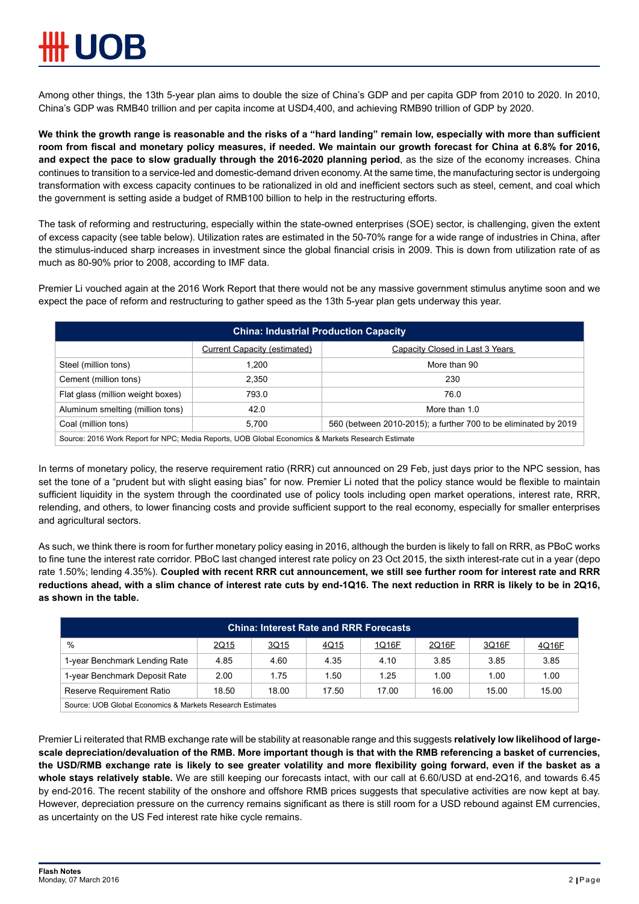Among other things, the 13th 5-year plan aims to double the size of China's GDP and per capita GDP from 2010 to 2020. In 2010, China's GDP was RMB40 trillion and per capita income at USD4,400, and achieving RMB90 trillion of GDP by 2020.

**We think the growth range is reasonable and the risks of a "hard landing" remain low, especially with more than sufficient room from fiscal and monetary policy measures, if needed. We maintain our growth forecast for China at 6.8% for 2016, and expect the pace to slow gradually through the 2016-2020 planning period**, as the size of the economy increases. China continues to transition to a service-led and domestic-demand driven economy. At the same time, the manufacturing sector is undergoing transformation with excess capacity continues to be rationalized in old and inefficient sectors such as steel, cement, and coal which the government is setting aside a budget of RMB100 billion to help in the restructuring efforts.

The task of reforming and restructuring, especially within the state-owned enterprises (SOE) sector, is challenging, given the extent of excess capacity (see table below). Utilization rates are estimated in the 50-70% range for a wide range of industries in China, after the stimulus-induced sharp increases in investment since the global financial crisis in 2009. This is down from utilization rate of as much as 80-90% prior to 2008, according to IMF data.

Premier Li vouched again at the 2016 Work Report that there would not be any massive government stimulus anytime soon and we expect the pace of reform and restructuring to gather speed as the 13th 5-year plan gets underway this year.

**China: Industrial Production Capacity**

| | Current Capacity (estimated) | Capacity Closed in Last 3 Years |
|---|---|---|
| Steel (million tons) | 1,200 | More than 90 |
| Cement (million tons) | 2,350 | 230 |
| Flat glass (million weight boxes) | 793.0 | 76.0 |
| Aluminum smelting (million tons) | 42.0 | More than 1.0 |
| Coal (million tons) | 5,700 | 560 (between 2010-2015); a further 700 to be eliminated by 2019 |

Source: 2016 Work Report for NPC; Media Reports, UOB Global Economics & Markets Research Estimate

In terms of monetary policy, the reserve requirement ratio (RRR) cut announced on 29 Feb, just days prior to the NPC session, has set the tone of a "prudent but with slight easing bias" for now. Premier Li noted that the policy stance would be flexible to maintain sufficient liquidity in the system through the coordinated use of policy tools including open market operations, interest rate, RRR, relending, and others, to lower financing costs and provide sufficient support to the real economy, especially for smaller enterprises and agricultural sectors.

As such, we think there is room for further monetary policy easing in 2016, although the burden is likely to fall on RRR, as PBoC works to fine tune the interest rate corridor. PBoC last changed interest rate policy on 23 Oct 2015, the sixth interest-rate cut in a year (depo rate 1.50%; lending 4.35%). **Coupled with recent RRR cut announcement, we still see further room for interest rate and RRR reductions ahead, with a slim chance of interest rate cuts by end-1Q16. The next reduction in RRR is likely to be in 2Q16, as shown in the table.**

**China: Interest Rate and RRR Forecasts**

| % | 2Q15 | 3Q15 | 4Q15 | 1Q16F | 2Q16F | 3Q16F | 4Q16F |
|---|---|---|---|---|---|---|---|
| 1-year Benchmark Lending Rate | 4.85 | 4.60 | 4.35 | 4.10 | 3.85 | 3.85 | 3.85 |
| 1-year Benchmark Deposit Rate | 2.00 | 1.75 | 1.50 | 1.25 | 1.00 | 1.00 | 1.00 |
| Reserve Requirement Ratio | 18.50 | 18.00 | 17.50 | 17.00 | 16.00 | 15.00 | 15.00 |

Source: UOB Global Economics & Markets Research Estimates

Premier Li reiterated that RMB exchange rate will be stability at reasonable range and this suggests **relatively low likelihood of large-scale depreciation/devaluation of the RMB. More important though is that with the RMB referencing a basket of currencies, the USD/RMB exchange rate is likely to see greater volatility and more flexibility going forward, even if the basket as a whole stays relatively stable.** We are still keeping our forecasts intact, with our call at 6.60/USD at end-2Q16, and towards 6.45 by end-2016. The recent stability of the onshore and offshore RMB prices suggests that speculative activities are now kept at bay. However, depreciation pressure on the currency remains significant as there is still room for a USD rebound against EM currencies, as uncertainty on the US Fed interest rate hike cycle remains.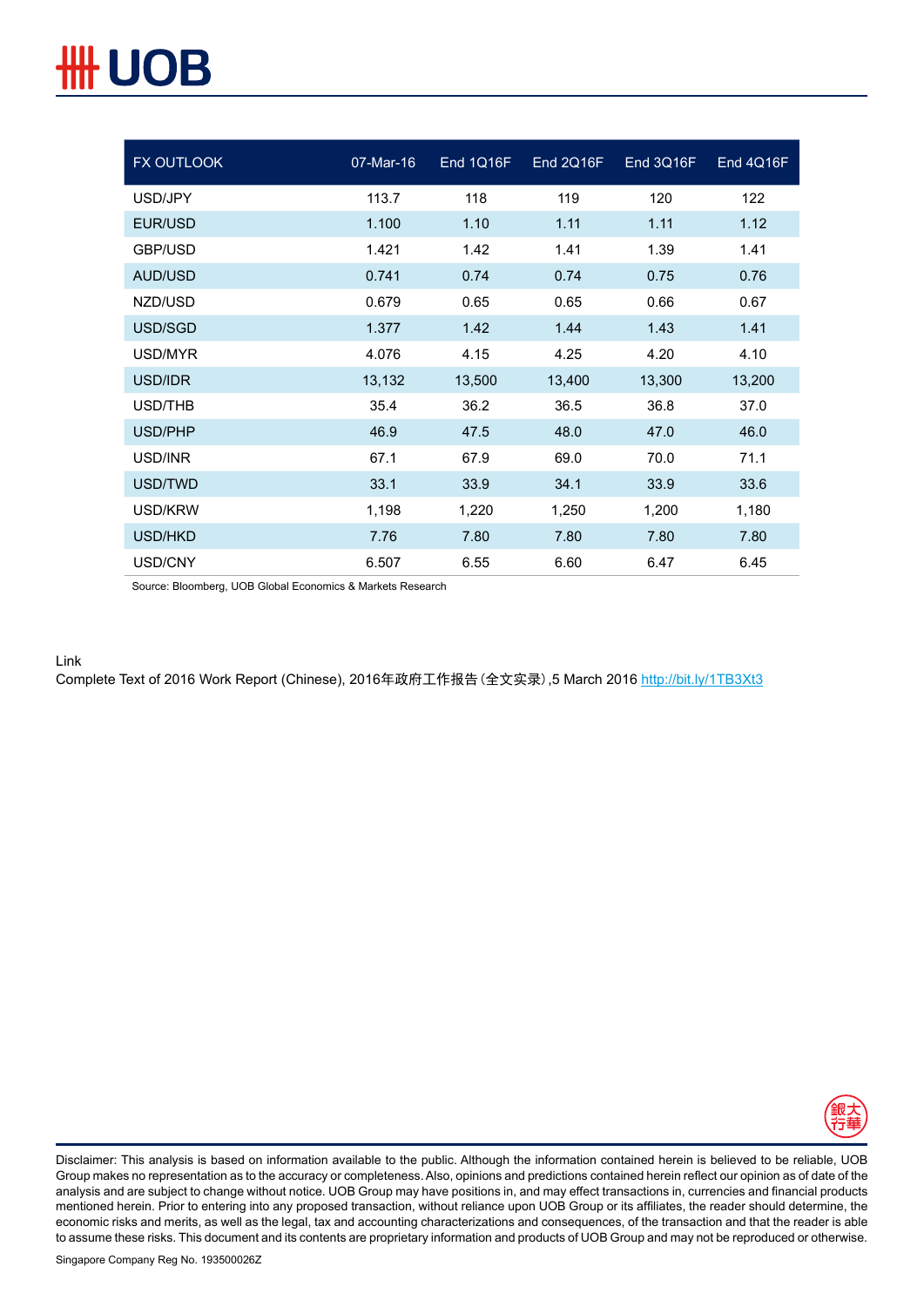| FX OUTLOOK | 07-Mar-16 | End 1Q16F | End 2Q16F | End 3Q16F | End 4Q16F |
|---|---|---|---|---|---|
| USD/JPY | 113.7 | 118 | 119 | 120 | 122 |
| EUR/USD | 1.100 | 1.10 | 1.11 | 1.11 | 1.12 |
| GBP/USD | 1.421 | 1.42 | 1.41 | 1.39 | 1.41 |
| AUD/USD | 0.741 | 0.74 | 0.74 | 0.75 | 0.76 |
| NZD/USD | 0.679 | 0.65 | 0.65 | 0.66 | 0.67 |
| USD/SGD | 1.377 | 1.42 | 1.44 | 1.43 | 1.41 |
| USD/MYR | 4.076 | 4.15 | 4.25 | 4.20 | 4.10 |
| USD/IDR | 13,132 | 13,500 | 13,400 | 13,300 | 13,200 |
| USD/THB | 35.4 | 36.2 | 36.5 | 36.8 | 37.0 |
| USD/PHP | 46.9 | 47.5 | 48.0 | 47.0 | 46.0 |
| USD/INR | 67.1 | 67.9 | 69.0 | 70.0 | 71.1 |
| USD/TWD | 33.1 | 33.9 | 34.1 | 33.9 | 33.6 |
| USD/KRW | 1,198 | 1,220 | 1,250 | 1,200 | 1,180 |
| USD/HKD | 7.76 | 7.80 | 7.80 | 7.80 | 7.80 |
| USD/CNY | 6.507 | 6.55 | 6.60 | 6.47 | 6.45 |

Source: Bloomberg, UOB Global Economics & Markets Research

Link

Complete Text of 2016 Work Report (Chinese), 2016年政府工作报告(全文实录),5 March 2016 http://bit.ly/1TB3Xt3

Disclaimer: This analysis is based on information available to the public. Although the information contained herein is believed to be reliable, UOB Group makes no representation as to the accuracy or completeness. Also, opinions and predictions contained herein reflect our opinion as of date of the analysis and are subject to change without notice. UOB Group may have positions in, and may effect transactions in, currencies and financial products mentioned herein. Prior to entering into any proposed transaction, without reliance upon UOB Group or its affiliates, the reader should determine, the economic risks and merits, as well as the legal, tax and accounting characterizations and consequences, of the transaction and that the reader is able to assume these risks. This document and its contents are proprietary information and products of UOB Group and may not be reproduced or otherwise.

Singapore Company Reg No. 193500026Z